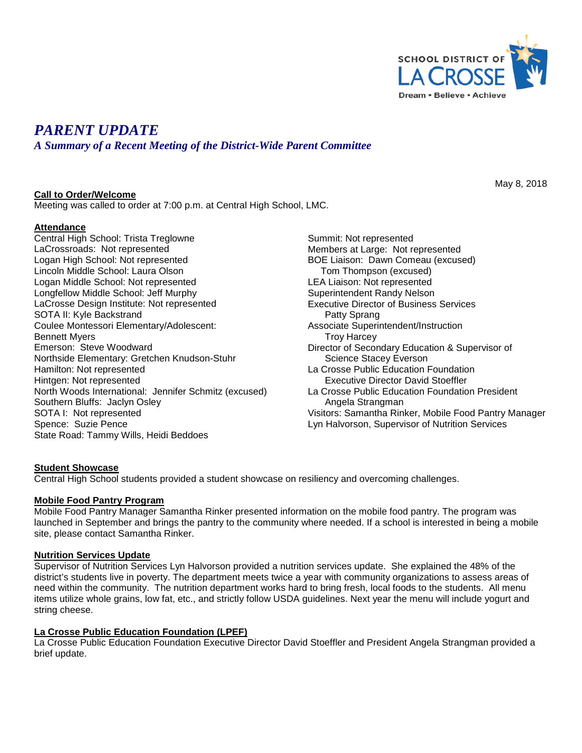SCHOOL DISTRICT OF LA CROSSE
Dream • Believe • Achieve

# *PARENT UPDATE*

## *A Summary of a Recent Meeting of the District-Wide Parent Committee*

May 8, 2018

**Call to Order/Welcome**

Meeting was called to order at 7:00 p.m. at Central High School, LMC.

**Attendance**

Central High School: Trista Treglowne
LaCrossroads: Not represented
Logan High School: Not represented
Lincoln Middle School: Laura Olson
Logan Middle School: Not represented
Longfellow Middle School: Jeff Murphy
LaCrosse Design Institute: Not represented
SOTA II: Kyle Backstrand
Coulee Montessori Elementary/Adolescent: Bennett Myers
Emerson: Steve Woodward
Northside Elementary: Gretchen Knudson-Stuhr
Hamilton: Not represented
Hintgen: Not represented
North Woods International: Jennifer Schmitz (excused)
Southern Bluffs: Jaclyn Osley
SOTA I: Not represented
Spence: Suzie Pence
State Road: Tammy Wills, Heidi Beddoes
Summit: Not represented
Members at Large: Not represented
BOE Liaison: Dawn Comeau (excused)
Tom Thompson (excused)
LEA Liaison: Not represented
Superintendent Randy Nelson
Executive Director of Business Services Patty Sprang
Associate Superintendent/Instruction Troy Harcey
Director of Secondary Education & Supervisor of Science Stacey Everson
La Crosse Public Education Foundation Executive Director David Stoeffler
La Crosse Public Education Foundation President Angela Strangman
Visitors: Samantha Rinker, Mobile Food Pantry Manager
Lyn Halvorson, Supervisor of Nutrition Services

**Student Showcase**

Central High School students provided a student showcase on resiliency and overcoming challenges.

**Mobile Food Pantry Program**

Mobile Food Pantry Manager Samantha Rinker presented information on the mobile food pantry. The program was launched in September and brings the pantry to the community where needed. If a school is interested in being a mobile site, please contact Samantha Rinker.

**Nutrition Services Update**

Supervisor of Nutrition Services Lyn Halvorson provided a nutrition services update. She explained the 48% of the district's students live in poverty. The department meets twice a year with community organizations to assess areas of need within the community. The nutrition department works hard to bring fresh, local foods to the students. All menu items utilize whole grains, low fat, etc., and strictly follow USDA guidelines. Next year the menu will include yogurt and string cheese.

**La Crosse Public Education Foundation (LPEF)**

La Crosse Public Education Foundation Executive Director David Stoeffler and President Angela Strangman provided a brief update.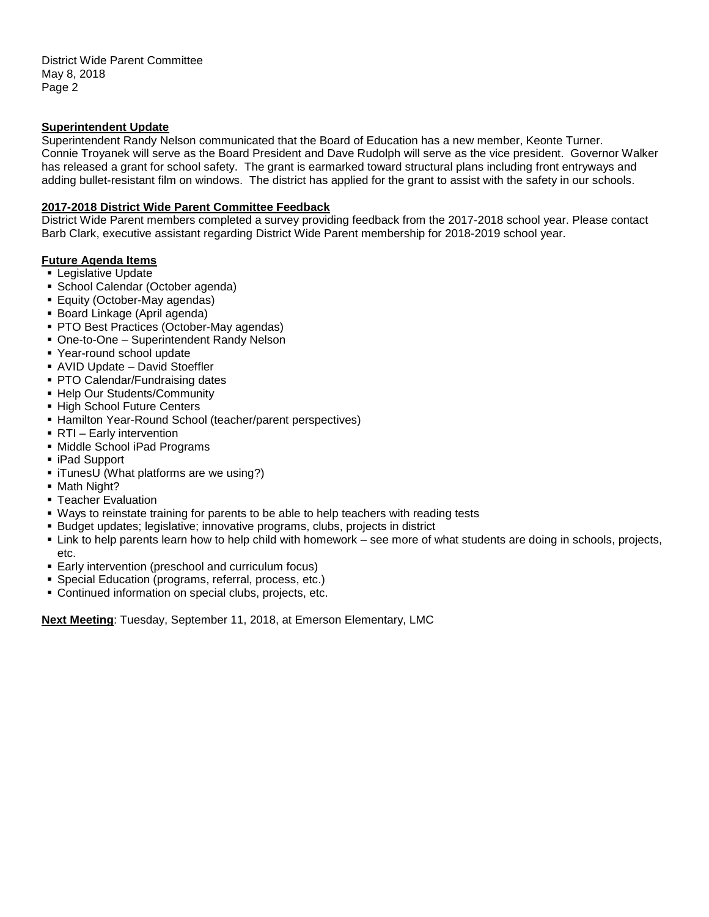**Superintendent Update**

Superintendent Randy Nelson communicated that the Board of Education has a new member, Keonte Turner. Connie Troyanek will serve as the Board President and Dave Rudolph will serve as the vice president. Governor Walker has released a grant for school safety. The grant is earmarked toward structural plans including front entryways and adding bullet-resistant film on windows. The district has applied for the grant to assist with the safety in our schools.

**2017-2018 District Wide Parent Committee Feedback**

District Wide Parent members completed a survey providing feedback from the 2017-2018 school year. Please contact Barb Clark, executive assistant regarding District Wide Parent membership for 2018-2019 school year.

**Future Agenda Items**

- Legislative Update
- School Calendar (October agenda)
- Equity (October-May agendas)
- Board Linkage (April agenda)
- PTO Best Practices (October-May agendas)
- One-to-One – Superintendent Randy Nelson
- Year-round school update
- AVID Update – David Stoeffler
- PTO Calendar/Fundraising dates
- Help Our Students/Community
- High School Future Centers
- Hamilton Year-Round School (teacher/parent perspectives)
- RTI – Early intervention
- Middle School iPad Programs
- iPad Support
- iTunesU (What platforms are we using?)
- Math Night?
- Teacher Evaluation
- Ways to reinstate training for parents to be able to help teachers with reading tests
- Budget updates; legislative; innovative programs, clubs, projects in district
- Link to help parents learn how to help child with homework – see more of what students are doing in schools, projects, etc.
- Early intervention (preschool and curriculum focus)
- Special Education (programs, referral, process, etc.)
- Continued information on special clubs, projects, etc.

**Next Meeting**: Tuesday, September 11, 2018, at Emerson Elementary, LMC